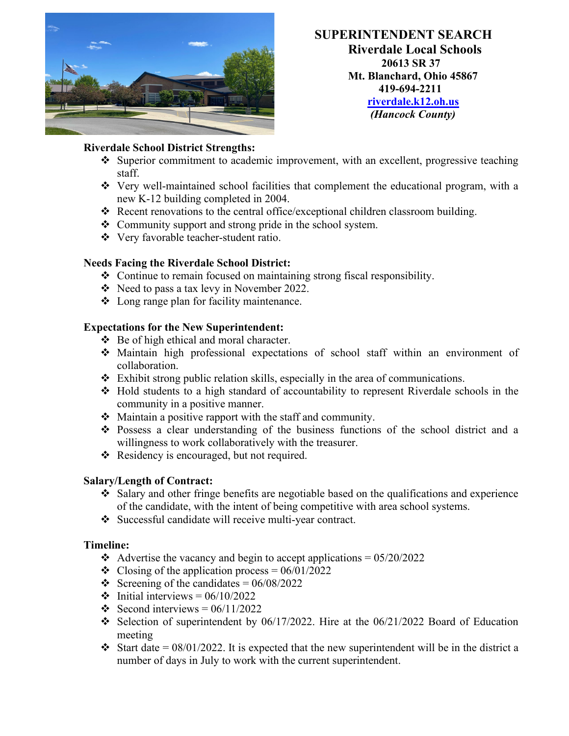# SUPERINTENDENT SEARCH

**Riverdale Local Schools**
**20613 SR 37**
**Mt. Blanchard, Ohio 45867**
**419-694-2211**
**[riverdale.k12.oh.us](riverdale.k12.oh.us)**
***(Hancock County)***

### Riverdale School District Strengths:

- Superior commitment to academic improvement, with an excellent, progressive teaching staff.
- Very well-maintained school facilities that complement the educational program, with a new K-12 building completed in 2004.
- Recent renovations to the central office/exceptional children classroom building.
- Community support and strong pride in the school system.
- Very favorable teacher-student ratio.

### Needs Facing the Riverdale School District:

- Continue to remain focused on maintaining strong fiscal responsibility.
- Need to pass a tax levy in November 2022.
- Long range plan for facility maintenance.

### Expectations for the New Superintendent:

- Be of high ethical and moral character.
- Maintain high professional expectations of school staff within an environment of collaboration.
- Exhibit strong public relation skills, especially in the area of communications.
- Hold students to a high standard of accountability to represent Riverdale schools in the community in a positive manner.
- Maintain a positive rapport with the staff and community.
- Possess a clear understanding of the business functions of the school district and a willingness to work collaboratively with the treasurer.
- Residency is encouraged, but not required.

### Salary/Length of Contract:

- Salary and other fringe benefits are negotiable based on the qualifications and experience of the candidate, with the intent of being competitive with area school systems.
- Successful candidate will receive multi-year contract.

### Timeline:

- Advertise the vacancy and begin to accept applications = 05/20/2022
- Closing of the application process = 06/01/2022
- Screening of the candidates = 06/08/2022
- Initial interviews = 06/10/2022
- Second interviews = 06/11/2022
- Selection of superintendent by 06/17/2022. Hire at the 06/21/2022 Board of Education meeting
- Start date = 08/01/2022. It is expected that the new superintendent will be in the district a number of days in July to work with the current superintendent.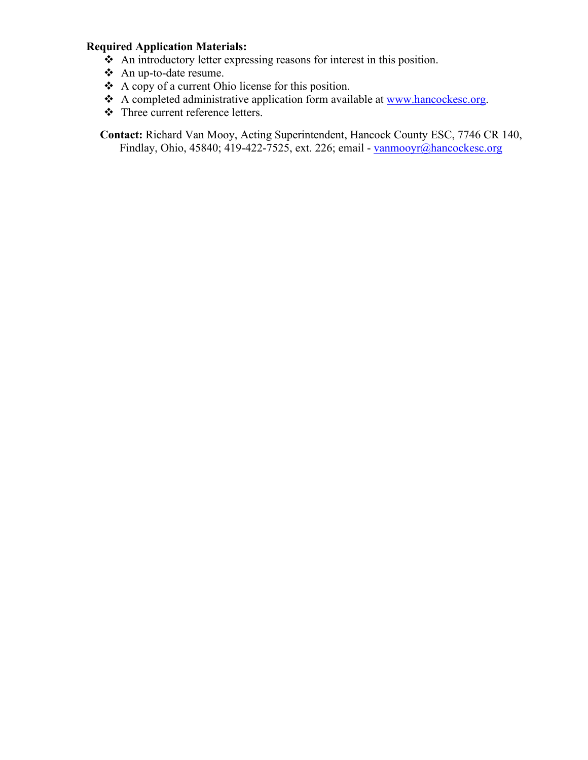**Required Application Materials:**

- An introductory letter expressing reasons for interest in this position.
- An up-to-date resume.
- A copy of a current Ohio license for this position.
- A completed administrative application form available at www.hancockesc.org.
- Three current reference letters.

**Contact:** Richard Van Mooy, Acting Superintendent, Hancock County ESC, 7746 CR 140, Findlay, Ohio, 45840; 419-422-7525, ext. 226; email - vanmooyr@hancockesc.org